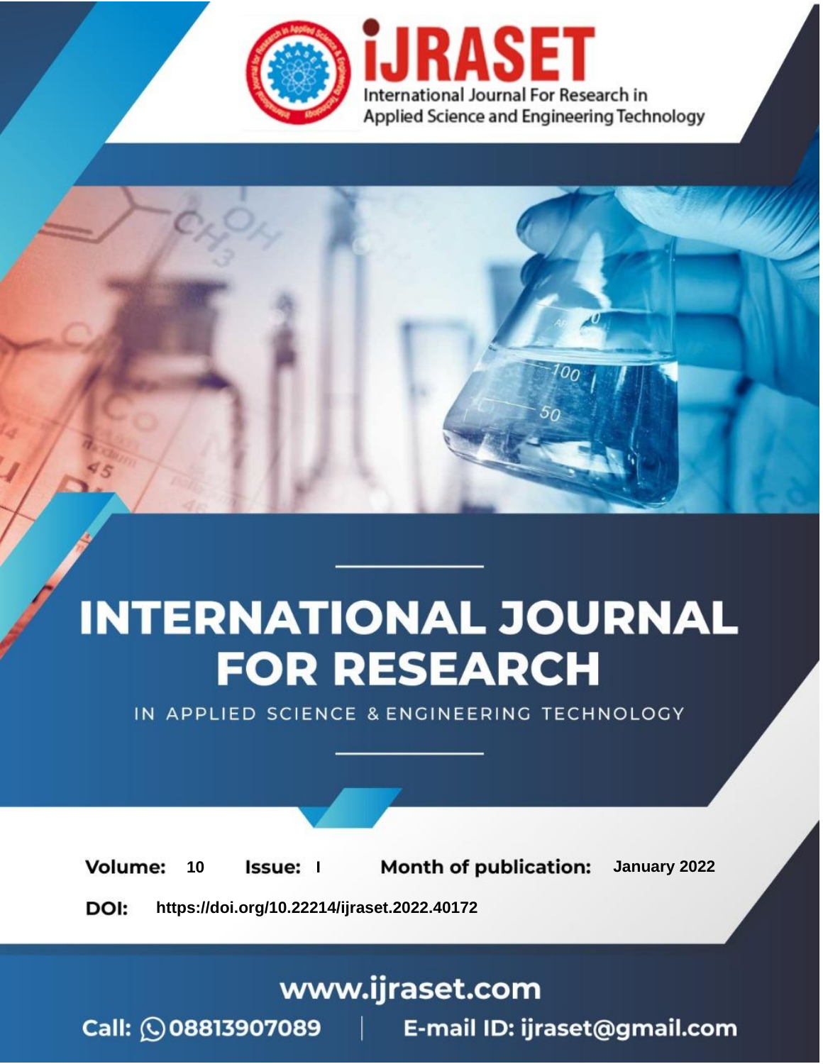# INTERNATIONAL JOURNAL FOR RESEARCH

IN APPLIED SCIENCE & ENGINEERING TECHNOLOGY

**Volume:** 10 **Issue:** I **Month of publication:** January 2022

**DOI:** https://doi.org/10.22214/ijraset.2022.40172

www.ijraset.com

Call: 08813907089 | E-mail ID: ijraset@gmail.com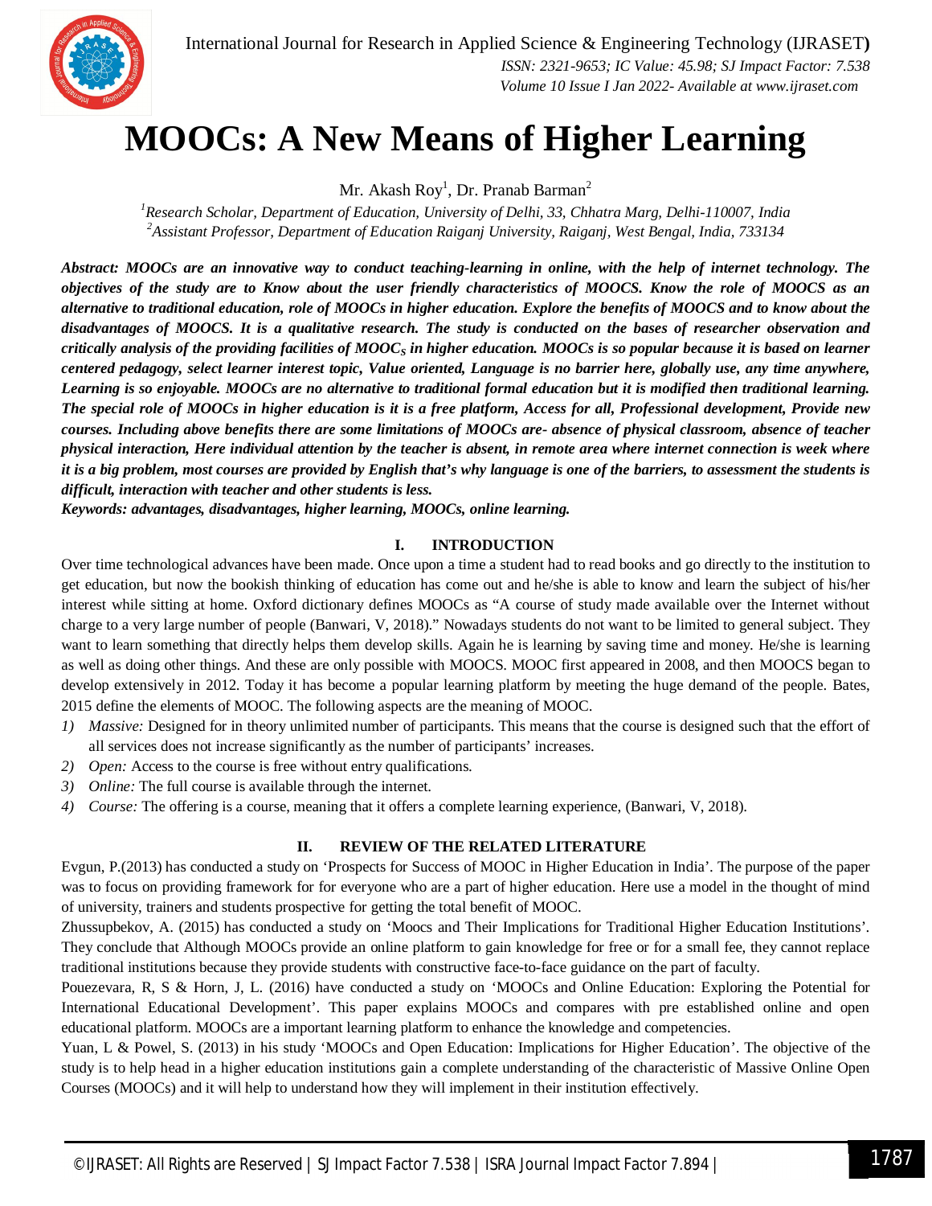# MOOCs: A New Means of Higher Learning

Mr. Akash Roy[1], Dr. Pranab Barman[2]

[1]*Research Scholar, Department of Education, University of Delhi, 33, Chhatra Marg, Delhi-110007, India*
[2]*Assistant Professor, Department of Education Raiganj University, Raiganj, West Bengal, India, 733134*

***Abstract:** MOOCs are an innovative way to conduct teaching-learning in online, with the help of internet technology. The objectives of the study are to Know about the user friendly characteristics of MOOCS. Know the role of MOOCS as an alternative to traditional education, role of MOOCs in higher education. Explore the benefits of MOOCS and to know about the disadvantages of MOOCS. It is a qualitative research. The study is conducted on the bases of researcher observation and critically analysis of the providing facilities of MOOC$_S$ in higher education. MOOCs is so popular because it is based on learner centered pedagogy, select learner interest topic, Value oriented, Language is no barrier here, globally use, any time anywhere, Learning is so enjoyable. MOOCs are no alternative to traditional formal education but it is modified then traditional learning. The special role of MOOCs in higher education is it is a free platform, Access for all, Professional development, Provide new courses. Including above benefits there are some limitations of MOOCs are- absence of physical classroom, absence of teacher physical interaction, Here individual attention by the teacher is absent, in remote area where internet connection is week where it is a big problem, most courses are provided by English that's why language is one of the barriers, to assessment the students is difficult, interaction with teacher and other students is less.*

***Keywords:** advantages, disadvantages, higher learning, MOOCs, online learning.*

## I. INTRODUCTION

Over time technological advances have been made. Once upon a time a student had to read books and go directly to the institution to get education, but now the bookish thinking of education has come out and he/she is able to know and learn the subject of his/her interest while sitting at home. Oxford dictionary defines MOOCs as "A course of study made available over the Internet without charge to a very large number of people (Banwari, V, 2018)." Nowadays students do not want to be limited to general subject. They want to learn something that directly helps them develop skills. Again he is learning by saving time and money. He/she is learning as well as doing other things. And these are only possible with MOOCS. MOOC first appeared in 2008, and then MOOCS began to develop extensively in 2012. Today it has become a popular learning platform by meeting the huge demand of the people. Bates, 2015 define the elements of MOOC. The following aspects are the meaning of MOOC.

1) *Massive:* Designed for in theory unlimited number of participants. This means that the course is designed such that the effort of all services does not increase significantly as the number of participants' increases.
2) *Open:* Access to the course is free without entry qualifications.
3) *Online:* The full course is available through the internet.
4) *Course:* The offering is a course, meaning that it offers a complete learning experience, (Banwari, V, 2018).

## II. REVIEW OF THE RELATED LITERATURE

Evgun, P.(2013) has conducted a study on 'Prospects for Success of MOOC in Higher Education in India'. The purpose of the paper was to focus on providing framework for for everyone who are a part of higher education. Here use a model in the thought of mind of university, trainers and students prospective for getting the total benefit of MOOC.

Zhussupbekov, A. (2015) has conducted a study on 'Moocs and Their Implications for Traditional Higher Education Institutions'. They conclude that Although MOOCs provide an online platform to gain knowledge for free or for a small fee, they cannot replace traditional institutions because they provide students with constructive face-to-face guidance on the part of faculty.

Pouezevara, R, S & Horn, J, L. (2016) have conducted a study on 'MOOCs and Online Education: Exploring the Potential for International Educational Development'. This paper explains MOOCs and compares with pre established online and open educational platform. MOOCs are a important learning platform to enhance the knowledge and competencies.

Yuan, L & Powel, S. (2013) in his study 'MOOCs and Open Education: Implications for Higher Education'. The objective of the study is to help head in a higher education institutions gain a complete understanding of the characteristic of Massive Online Open Courses (MOOCs) and it will help to understand how they will implement in their institution effectively.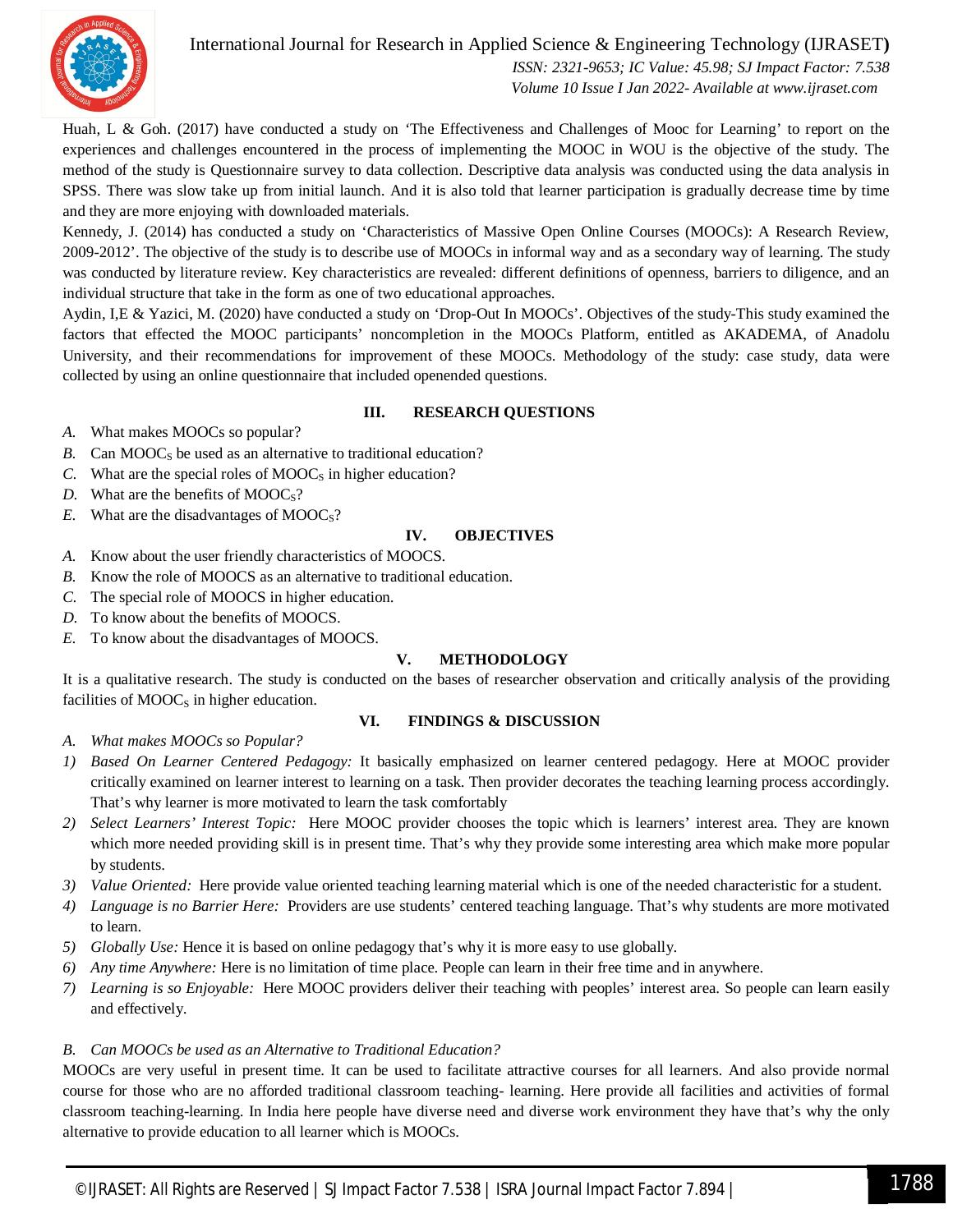Huah, L & Goh. (2017) have conducted a study on 'The Effectiveness and Challenges of Mooc for Learning' to report on the experiences and challenges encountered in the process of implementing the MOOC in WOU is the objective of the study. The method of the study is Questionnaire survey to data collection. Descriptive data analysis was conducted using the data analysis in SPSS. There was slow take up from initial launch. And it is also told that learner participation is gradually decrease time by time and they are more enjoying with downloaded materials.

Kennedy, J. (2014) has conducted a study on 'Characteristics of Massive Open Online Courses (MOOCs): A Research Review, 2009-2012'. The objective of the study is to describe use of MOOCs in informal way and as a secondary way of learning. The study was conducted by literature review. Key characteristics are revealed: different definitions of openness, barriers to diligence, and an individual structure that take in the form as one of two educational approaches.

Aydin, I,E & Yazici, M. (2020) have conducted a study on 'Drop-Out In MOOCs'. Objectives of the study-This study examined the factors that effected the MOOC participants' noncompletion in the MOOCs Platform, entitled as AKADEMA, of Anadolu University, and their recommendations for improvement of these MOOCs. Methodology of the study: case study, data were collected by using an online questionnaire that included openended questions.

## III. RESEARCH QUESTIONS

*A.* What makes MOOCs so popular?
*B.* Can $MOOC_S$ be used as an alternative to traditional education?
*C.* What are the special roles of $MOOC_S$ in higher education?
*D.* What are the benefits of $MOOC_S$?
*E.* What are the disadvantages of $MOOC_S$?

## IV. OBJECTIVES

*A.* Know about the user friendly characteristics of MOOCS.
*B.* Know the role of MOOCS as an alternative to traditional education.
*C.* The special role of MOOCS in higher education.
*D.* To know about the benefits of MOOCS.
*E.* To know about the disadvantages of MOOCS.

## V. METHODOLOGY

It is a qualitative research. The study is conducted on the bases of researcher observation and critically analysis of the providing facilities of $MOOC_S$ in higher education.

## VI. FINDINGS & DISCUSSION

### *A. What makes MOOCs so Popular?*

1) *Based On Learner Centered Pedagogy:* It basically emphasized on learner centered pedagogy. Here at MOOC provider critically examined on learner interest to learning on a task. Then provider decorates the teaching learning process accordingly. That's why learner is more motivated to learn the task comfortably
2) *Select Learners' Interest Topic:* Here MOOC provider chooses the topic which is learners' interest area. They are known which more needed providing skill is in present time. That's why they provide some interesting area which make more popular by students.
3) *Value Oriented:* Here provide value oriented teaching learning material which is one of the needed characteristic for a student.
4) *Language is no Barrier Here:* Providers are use students' centered teaching language. That's why students are more motivated to learn.
5) *Globally Use:* Hence it is based on online pedagogy that's why it is more easy to use globally.
6) *Any time Anywhere:* Here is no limitation of time place. People can learn in their free time and in anywhere.
7) *Learning is so Enjoyable:* Here MOOC providers deliver their teaching with peoples' interest area. So people can learn easily and effectively.

### *B. Can MOOCs be used as an Alternative to Traditional Education?*

MOOCs are very useful in present time. It can be used to facilitate attractive courses for all learners. And also provide normal course for those who are no afforded traditional classroom teaching- learning. Here provide all facilities and activities of formal classroom teaching-learning. In India here people have diverse need and diverse work environment they have that's why the only alternative to provide education to all learner which is MOOCs.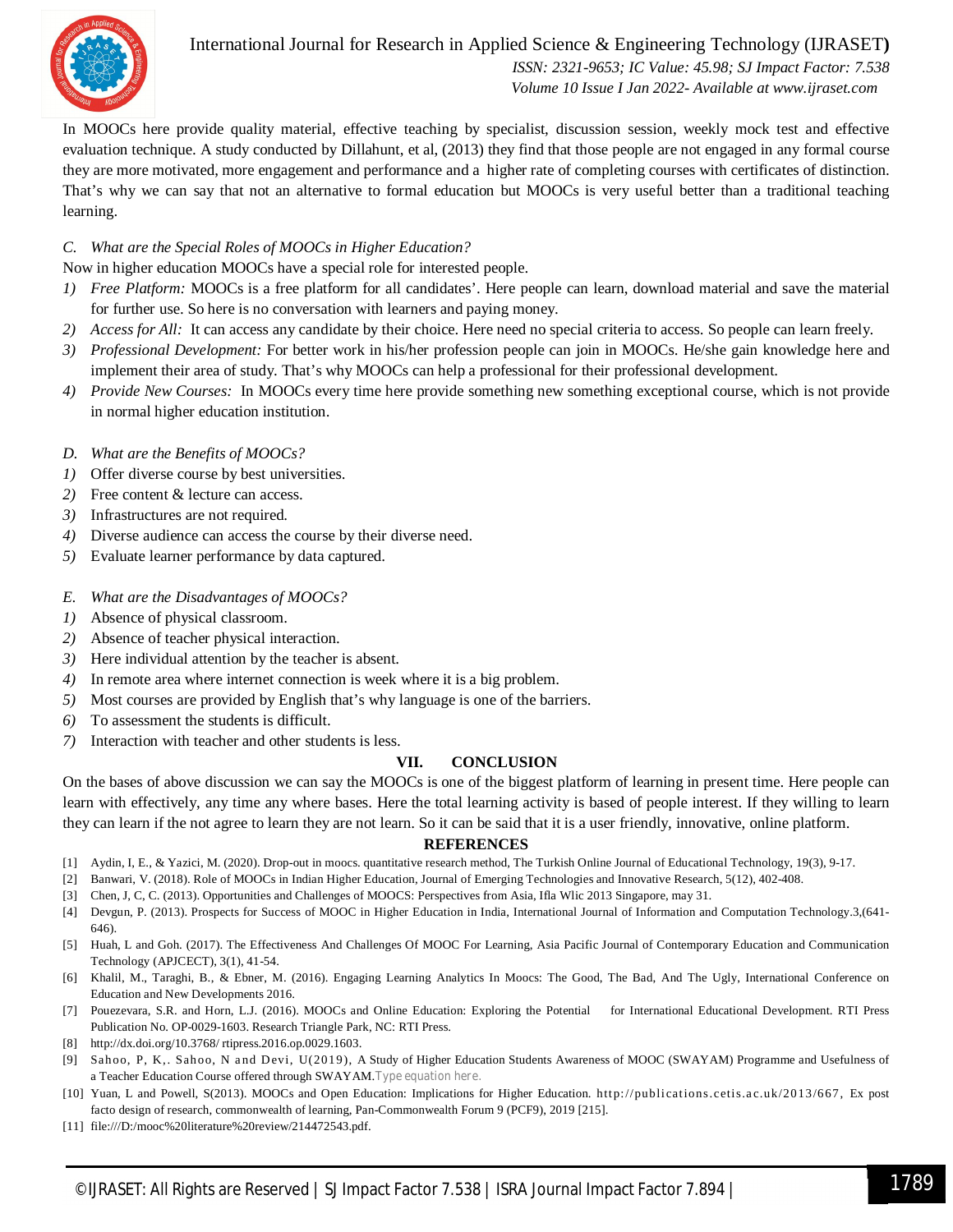In MOOCs here provide quality material, effective teaching by specialist, discussion session, weekly mock test and effective evaluation technique. A study conducted by Dillahunt, et al, (2013) they find that those people are not engaged in any formal course they are more motivated, more engagement and performance and a higher rate of completing courses with certificates of distinction. That's why we can say that not an alternative to formal education but MOOCs is very useful better than a traditional teaching learning.

### *C. What are the Special Roles of MOOCs in Higher Education?*

Now in higher education MOOCs have a special role for interested people.

1) *Free Platform:* MOOCs is a free platform for all candidates'. Here people can learn, download material and save the material for further use. So here is no conversation with learners and paying money.
2) *Access for All:* It can access any candidate by their choice. Here need no special criteria to access. So people can learn freely.
3) *Professional Development:* For better work in his/her profession people can join in MOOCs. He/she gain knowledge here and implement their area of study. That's why MOOCs can help a professional for their professional development.
4) *Provide New Courses:* In MOOCs every time here provide something new something exceptional course, which is not provide in normal higher education institution.

### *D. What are the Benefits of MOOCs?*

1) Offer diverse course by best universities.
2) Free content & lecture can access.
3) Infrastructures are not required.
4) Diverse audience can access the course by their diverse need.
5) Evaluate learner performance by data captured.

### *E. What are the Disadvantages of MOOCs?*

1) Absence of physical classroom.
2) Absence of teacher physical interaction.
3) Here individual attention by the teacher is absent.
4) In remote area where internet connection is week where it is a big problem.
5) Most courses are provided by English that's why language is one of the barriers.
6) To assessment the students is difficult.
7) Interaction with teacher and other students is less.

## VII. CONCLUSION

On the bases of above discussion we can say the MOOCs is one of the biggest platform of learning in present time. Here people can learn with effectively, any time any where bases. Here the total learning activity is based of people interest. If they willing to learn they can learn if the not agree to learn they are not learn. So it can be said that it is a user friendly, innovative, online platform.

## REFERENCES

[1] Aydin, I, E., & Yazici, M. (2020). Drop-out in moocs. quantitative research method, The Turkish Online Journal of Educational Technology, 19(3), 9-17.

[2] Banwari, V. (2018). Role of MOOCs in Indian Higher Education, Journal of Emerging Technologies and Innovative Research, 5(12), 402-408.

[3] Chen, J, C, C. (2013). Opportunities and Challenges of MOOCS: Perspectives from Asia, Ifla Wlic 2013 Singapore, may 31.

[4] Devgun, P. (2013). Prospects for Success of MOOC in Higher Education in India, International Journal of Information and Computation Technology.3,(641-646).

[5] Huah, L and Goh. (2017). The Effectiveness And Challenges Of MOOC For Learning, Asia Pacific Journal of Contemporary Education and Communication Technology (APJCECT), 3(1), 41-54.

[6] Khalil, M., Taraghi, B., & Ebner, M. (2016). Engaging Learning Analytics In Moocs: The Good, The Bad, And The Ugly, International Conference on Education and New Developments 2016.

[7] Pouezevara, S.R. and Horn, L.J. (2016). MOOCs and Online Education: Exploring the Potential for International Educational Development. RTI Press Publication No. OP-0029-1603. Research Triangle Park, NC: RTI Press.

[8] http://dx.doi.org/10.3768/ rtipress.2016.op.0029.1603.

[9] Sahoo, P, K,. Sahoo, N and Devi, U(2019), A Study of Higher Education Students Awareness of MOOC (SWAYAM) Programme and Usefulness of a Teacher Education Course offered through SWAYAM.Type equation here.

[10] Yuan, L and Powell, S(2013). MOOCs and Open Education: Implications for Higher Education. http://publications.cetis.ac.uk/2013/667, Ex post facto design of research, commonwealth of learning, Pan-Commonwealth Forum 9 (PCF9), 2019 [215].

[11] file:///D:/mooc%20literature%20review/214472543.pdf.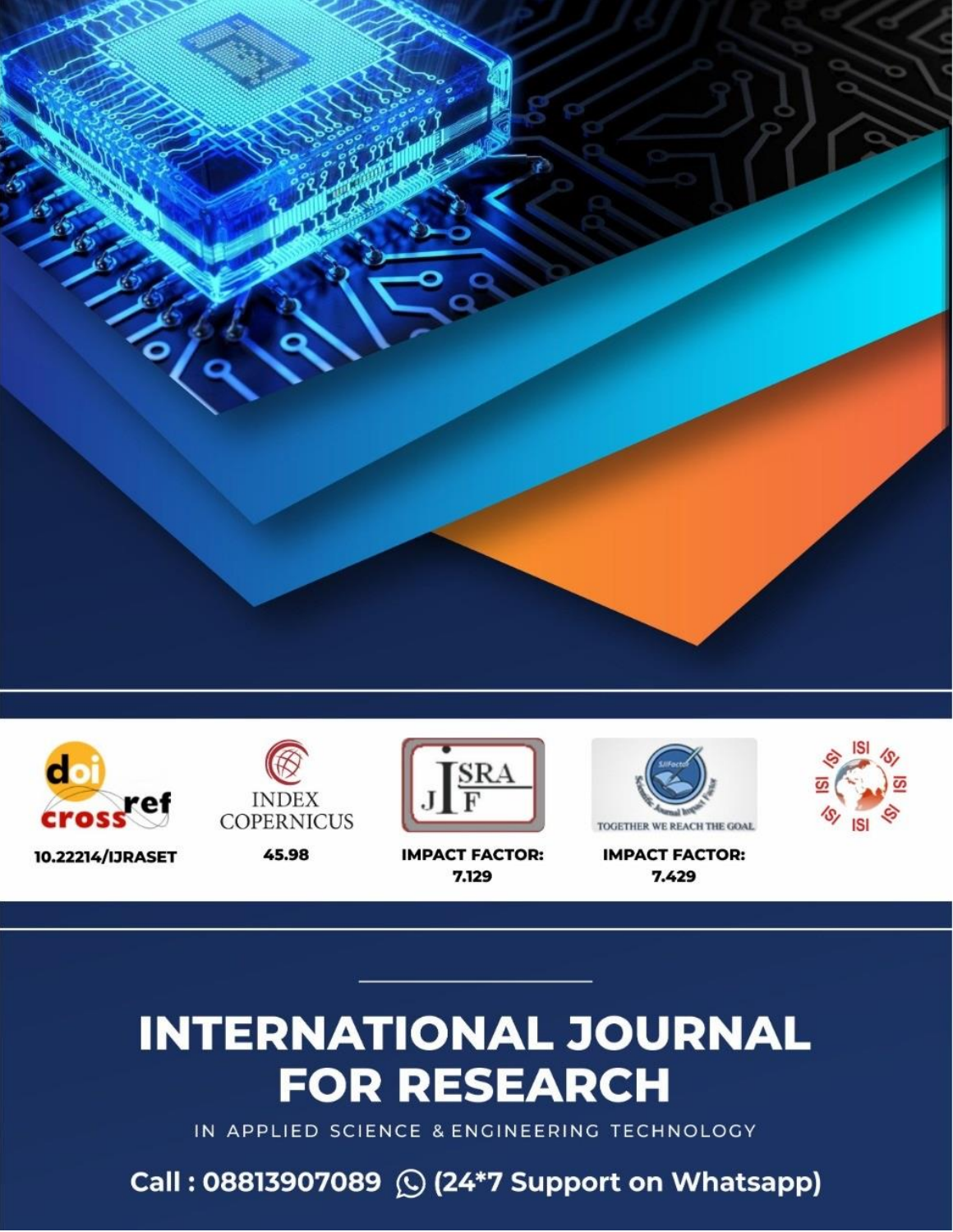10.22214/IJRASET

45.98

IMPACT FACTOR:
7.129

IMPACT FACTOR:
7.429

# INTERNATIONAL JOURNAL FOR RESEARCH

IN APPLIED SCIENCE & ENGINEERING TECHNOLOGY

Call : 08813907089 (24*7 Support on Whatsapp)